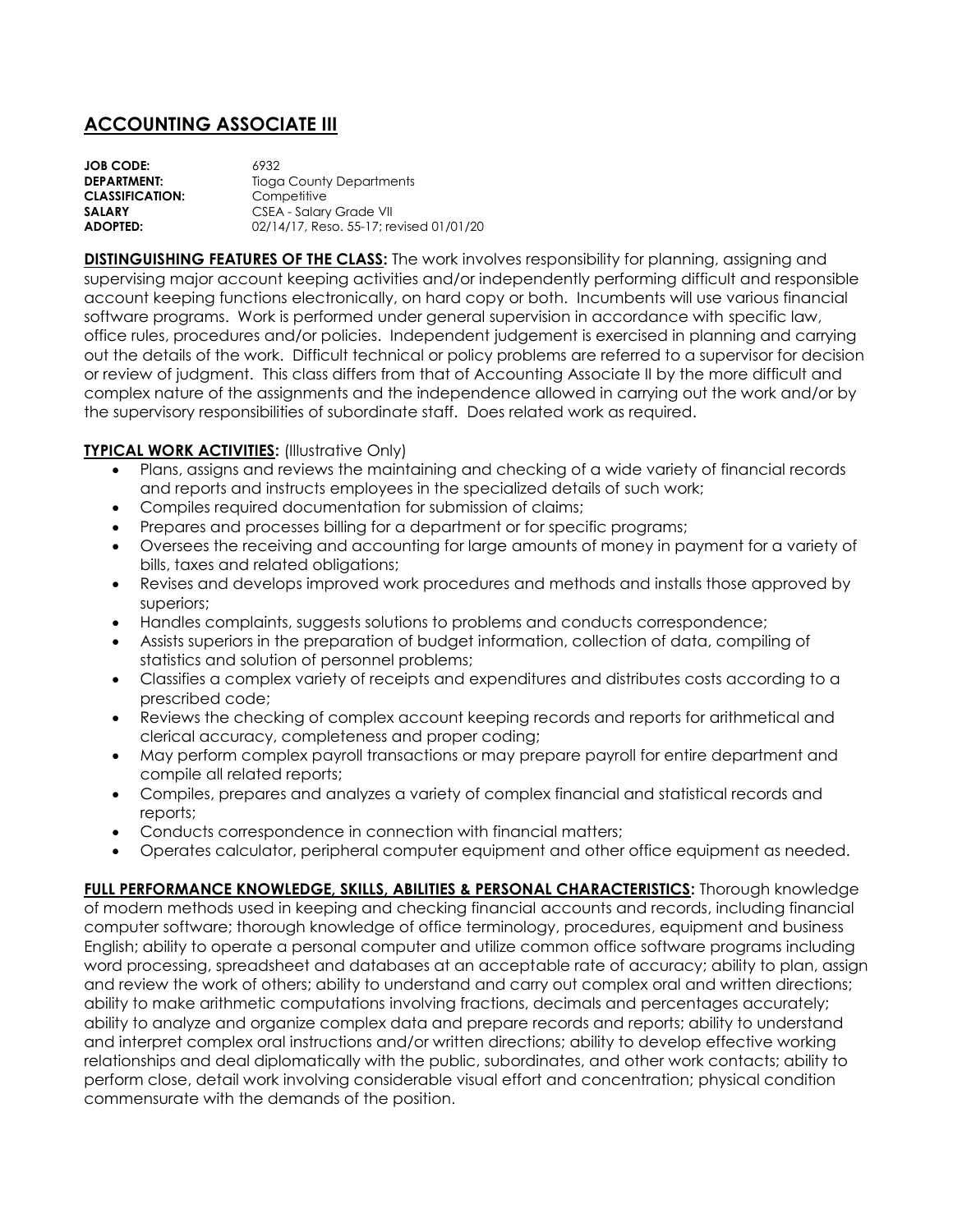# ACCOUNTING ASSOCIATE III

**JOB CODE:** 6932
**DEPARTMENT:** Tioga County Departments
**CLASSIFICATION:** Competitive
**SALARY** CSEA - Salary Grade VII
**ADOPTED:** 02/14/17, Reso. 55-17; revised 01/01/20

**DISTINGUISHING FEATURES OF THE CLASS:** The work involves responsibility for planning, assigning and supervising major account keeping activities and/or independently performing difficult and responsible account keeping functions electronically, on hard copy or both. Incumbents will use various financial software programs. Work is performed under general supervision in accordance with specific law, office rules, procedures and/or policies. Independent judgement is exercised in planning and carrying out the details of the work. Difficult technical or policy problems are referred to a supervisor for decision or review of judgment. This class differs from that of Accounting Associate II by the more difficult and complex nature of the assignments and the independence allowed in carrying out the work and/or by the supervisory responsibilities of subordinate staff. Does related work as required.

**TYPICAL WORK ACTIVITIES:** (Illustrative Only)

- Plans, assigns and reviews the maintaining and checking of a wide variety of financial records and reports and instructs employees in the specialized details of such work;
- Compiles required documentation for submission of claims;
- Prepares and processes billing for a department or for specific programs;
- Oversees the receiving and accounting for large amounts of money in payment for a variety of bills, taxes and related obligations;
- Revises and develops improved work procedures and methods and installs those approved by superiors;
- Handles complaints, suggests solutions to problems and conducts correspondence;
- Assists superiors in the preparation of budget information, collection of data, compiling of statistics and solution of personnel problems;
- Classifies a complex variety of receipts and expenditures and distributes costs according to a prescribed code;
- Reviews the checking of complex account keeping records and reports for arithmetical and clerical accuracy, completeness and proper coding;
- May perform complex payroll transactions or may prepare payroll for entire department and compile all related reports;
- Compiles, prepares and analyzes a variety of complex financial and statistical records and reports;
- Conducts correspondence in connection with financial matters;
- Operates calculator, peripheral computer equipment and other office equipment as needed.

**FULL PERFORMANCE KNOWLEDGE, SKILLS, ABILITIES & PERSONAL CHARACTERISTICS:** Thorough knowledge of modern methods used in keeping and checking financial accounts and records, including financial computer software; thorough knowledge of office terminology, procedures, equipment and business English; ability to operate a personal computer and utilize common office software programs including word processing, spreadsheet and databases at an acceptable rate of accuracy; ability to plan, assign and review the work of others; ability to understand and carry out complex oral and written directions; ability to make arithmetic computations involving fractions, decimals and percentages accurately; ability to analyze and organize complex data and prepare records and reports; ability to understand and interpret complex oral instructions and/or written directions; ability to develop effective working relationships and deal diplomatically with the public, subordinates, and other work contacts; ability to perform close, detail work involving considerable visual effort and concentration; physical condition commensurate with the demands of the position.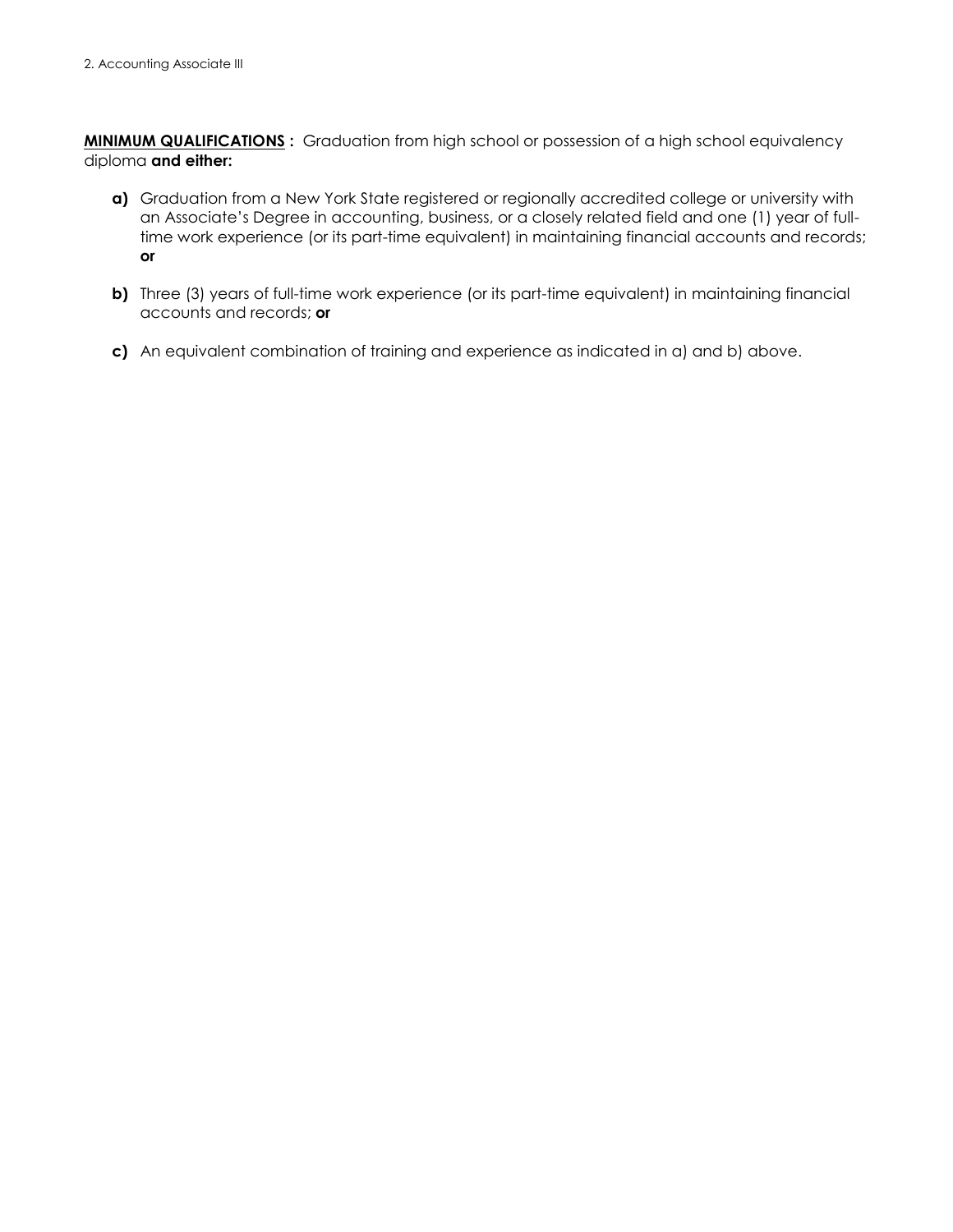**<u>MINIMUM QUALIFICATIONS</u> :** Graduation from high school or possession of a high school equivalency diploma **and either:**

- **a)** Graduation from a New York State registered or regionally accredited college or university with an Associate's Degree in accounting, business, or a closely related field and one (1) year of full-time work experience (or its part-time equivalent) in maintaining financial accounts and records; **or**

- **b)** Three (3) years of full-time work experience (or its part-time equivalent) in maintaining financial accounts and records; **or**

- **c)** An equivalent combination of training and experience as indicated in a) and b) above.